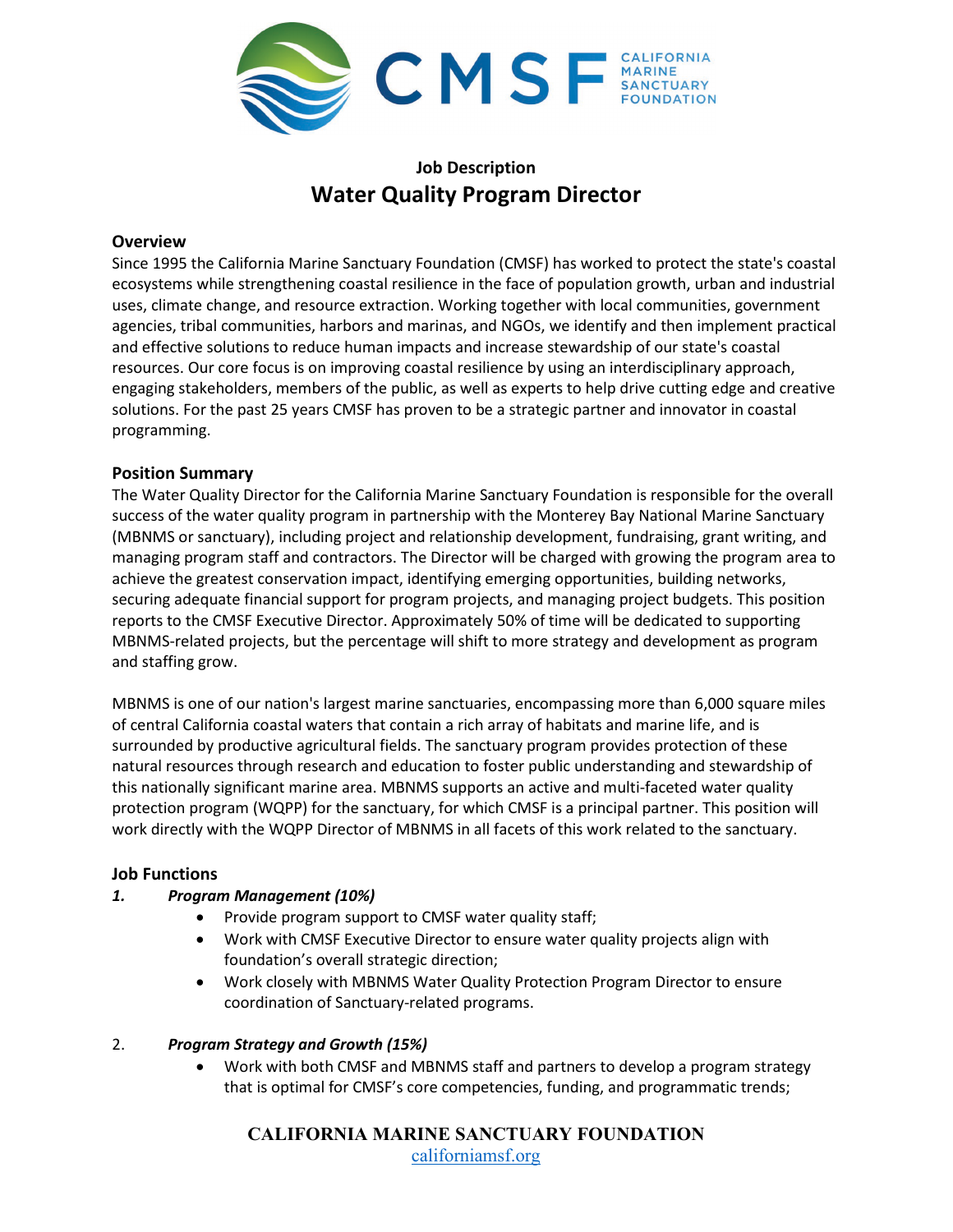# Job Description

# Water Quality Program Director

## Overview

Since 1995 the California Marine Sanctuary Foundation (CMSF) has worked to protect the state's coastal ecosystems while strengthening coastal resilience in the face of population growth, urban and industrial uses, climate change, and resource extraction. Working together with local communities, government agencies, tribal communities, harbors and marinas, and NGOs, we identify and then implement practical and effective solutions to reduce human impacts and increase stewardship of our state's coastal resources. Our core focus is on improving coastal resilience by using an interdisciplinary approach, engaging stakeholders, members of the public, as well as experts to help drive cutting edge and creative solutions. For the past 25 years CMSF has proven to be a strategic partner and innovator in coastal programming.

## Position Summary

The Water Quality Director for the California Marine Sanctuary Foundation is responsible for the overall success of the water quality program in partnership with the Monterey Bay National Marine Sanctuary (MBNMS or sanctuary), including project and relationship development, fundraising, grant writing, and managing program staff and contractors. The Director will be charged with growing the program area to achieve the greatest conservation impact, identifying emerging opportunities, building networks, securing adequate financial support for program projects, and managing project budgets. This position reports to the CMSF Executive Director. Approximately 50% of time will be dedicated to supporting MBNMS-related projects, but the percentage will shift to more strategy and development as program and staffing grow.

MBNMS is one of our nation's largest marine sanctuaries, encompassing more than 6,000 square miles of central California coastal waters that contain a rich array of habitats and marine life, and is surrounded by productive agricultural fields. The sanctuary program provides protection of these natural resources through research and education to foster public understanding and stewardship of this nationally significant marine area. MBNMS supports an active and multi-faceted water quality protection program (WQPP) for the sanctuary, for which CMSF is a principal partner. This position will work directly with the WQPP Director of MBNMS in all facets of this work related to the sanctuary.

## Job Functions

1. ***Program Management (10%)***
   - Provide program support to CMSF water quality staff;
   - Work with CMSF Executive Director to ensure water quality projects align with foundation's overall strategic direction;
   - Work closely with MBNMS Water Quality Protection Program Director to ensure coordination of Sanctuary-related programs.

2. ***Program Strategy and Growth (15%)***
   - Work with both CMSF and MBNMS staff and partners to develop a program strategy that is optimal for CMSF's core competencies, funding, and programmatic trends;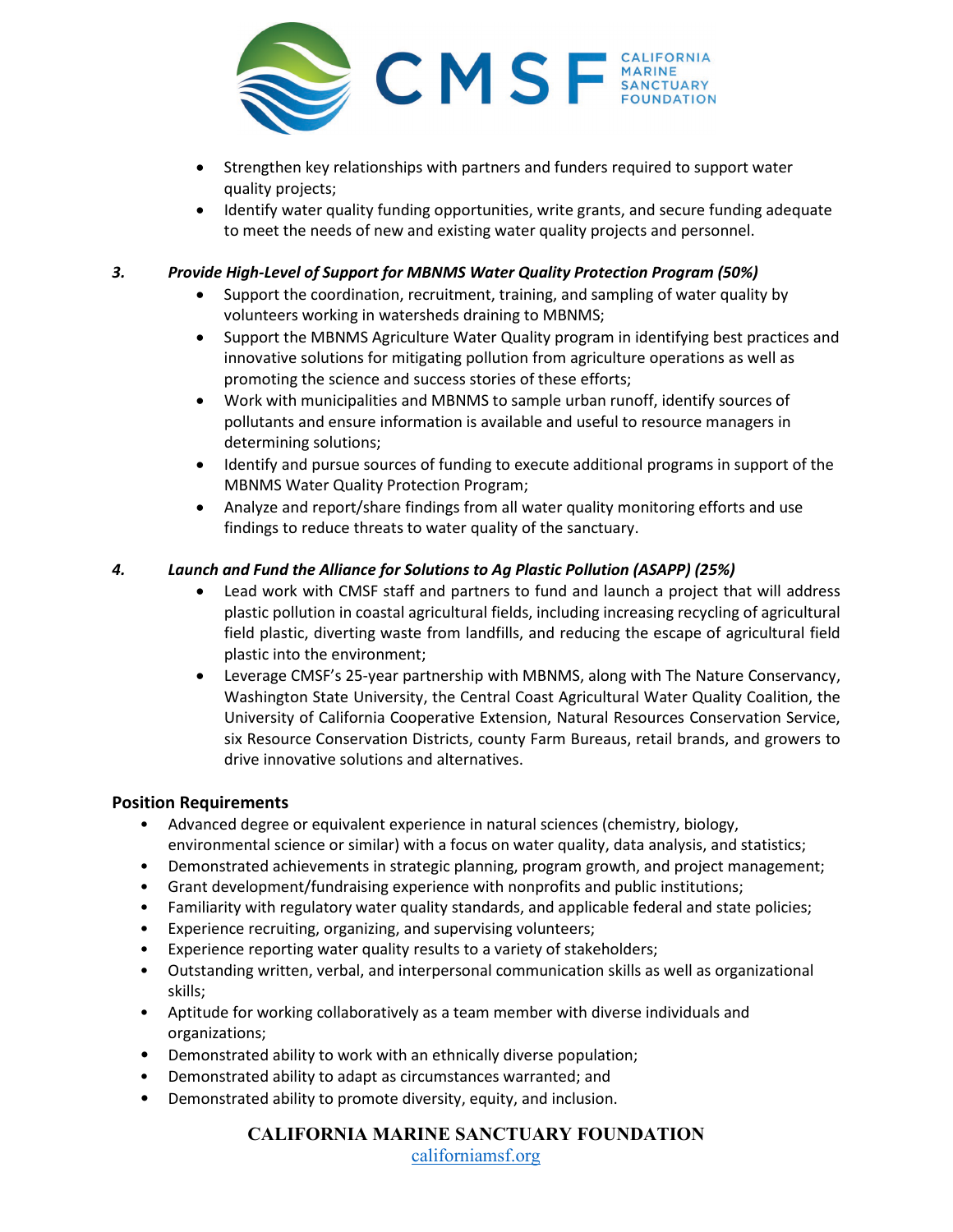- Strengthen key relationships with partners and funders required to support water quality projects;
- Identify water quality funding opportunities, write grants, and secure funding adequate to meet the needs of new and existing water quality projects and personnel.

***3. Provide High-Level of Support for MBNMS Water Quality Protection Program (50%)***

- Support the coordination, recruitment, training, and sampling of water quality by volunteers working in watersheds draining to MBNMS;
- Support the MBNMS Agriculture Water Quality program in identifying best practices and innovative solutions for mitigating pollution from agriculture operations as well as promoting the science and success stories of these efforts;
- Work with municipalities and MBNMS to sample urban runoff, identify sources of pollutants and ensure information is available and useful to resource managers in determining solutions;
- Identify and pursue sources of funding to execute additional programs in support of the MBNMS Water Quality Protection Program;
- Analyze and report/share findings from all water quality monitoring efforts and use findings to reduce threats to water quality of the sanctuary.

***4. Launch and Fund the Alliance for Solutions to Ag Plastic Pollution (ASAPP) (25%)***

- Lead work with CMSF staff and partners to fund and launch a project that will address plastic pollution in coastal agricultural fields, including increasing recycling of agricultural field plastic, diverting waste from landfills, and reducing the escape of agricultural field plastic into the environment;
- Leverage CMSF's 25-year partnership with MBNMS, along with The Nature Conservancy, Washington State University, the Central Coast Agricultural Water Quality Coalition, the University of California Cooperative Extension, Natural Resources Conservation Service, six Resource Conservation Districts, county Farm Bureaus, retail brands, and growers to drive innovative solutions and alternatives.

**Position Requirements**

- Advanced degree or equivalent experience in natural sciences (chemistry, biology, environmental science or similar) with a focus on water quality, data analysis, and statistics;
- Demonstrated achievements in strategic planning, program growth, and project management;
- Grant development/fundraising experience with nonprofits and public institutions;
- Familiarity with regulatory water quality standards, and applicable federal and state policies;
- Experience recruiting, organizing, and supervising volunteers;
- Experience reporting water quality results to a variety of stakeholders;
- Outstanding written, verbal, and interpersonal communication skills as well as organizational skills;
- Aptitude for working collaboratively as a team member with diverse individuals and organizations;
- Demonstrated ability to work with an ethnically diverse population;
- Demonstrated ability to adapt as circumstances warranted; and
- Demonstrated ability to promote diversity, equity, and inclusion.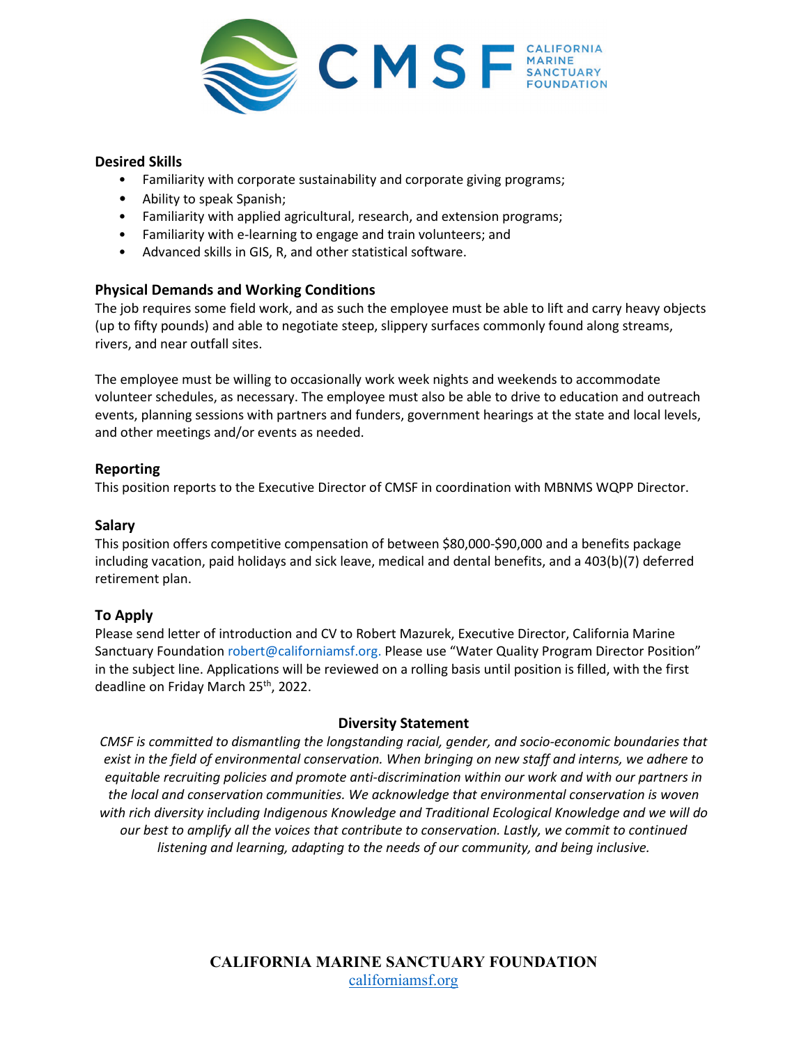### Desired Skills

- Familiarity with corporate sustainability and corporate giving programs;
- Ability to speak Spanish;
- Familiarity with applied agricultural, research, and extension programs;
- Familiarity with e-learning to engage and train volunteers; and
- Advanced skills in GIS, R, and other statistical software.

### Physical Demands and Working Conditions

The job requires some field work, and as such the employee must be able to lift and carry heavy objects (up to fifty pounds) and able to negotiate steep, slippery surfaces commonly found along streams, rivers, and near outfall sites.

The employee must be willing to occasionally work week nights and weekends to accommodate volunteer schedules, as necessary. The employee must also be able to drive to education and outreach events, planning sessions with partners and funders, government hearings at the state and local levels, and other meetings and/or events as needed.

### Reporting

This position reports to the Executive Director of CMSF in coordination with MBNMS WQPP Director.

### Salary

This position offers competitive compensation of between $80,000-$90,000 and a benefits package including vacation, paid holidays and sick leave, medical and dental benefits, and a 403(b)(7) deferred retirement plan.

### To Apply

Please send letter of introduction and CV to Robert Mazurek, Executive Director, California Marine Sanctuary Foundation robert@californiamsf.org. Please use "Water Quality Program Director Position" in the subject line. Applications will be reviewed on a rolling basis until position is filled, with the first deadline on Friday March 25th, 2022.

### Diversity Statement

*CMSF is committed to dismantling the longstanding racial, gender, and socio-economic boundaries that exist in the field of environmental conservation. When bringing on new staff and interns, we adhere to equitable recruiting policies and promote anti-discrimination within our work and with our partners in the local and conservation communities. We acknowledge that environmental conservation is woven with rich diversity including Indigenous Knowledge and Traditional Ecological Knowledge and we will do our best to amplify all the voices that contribute to conservation. Lastly, we commit to continued listening and learning, adapting to the needs of our community, and being inclusive.*